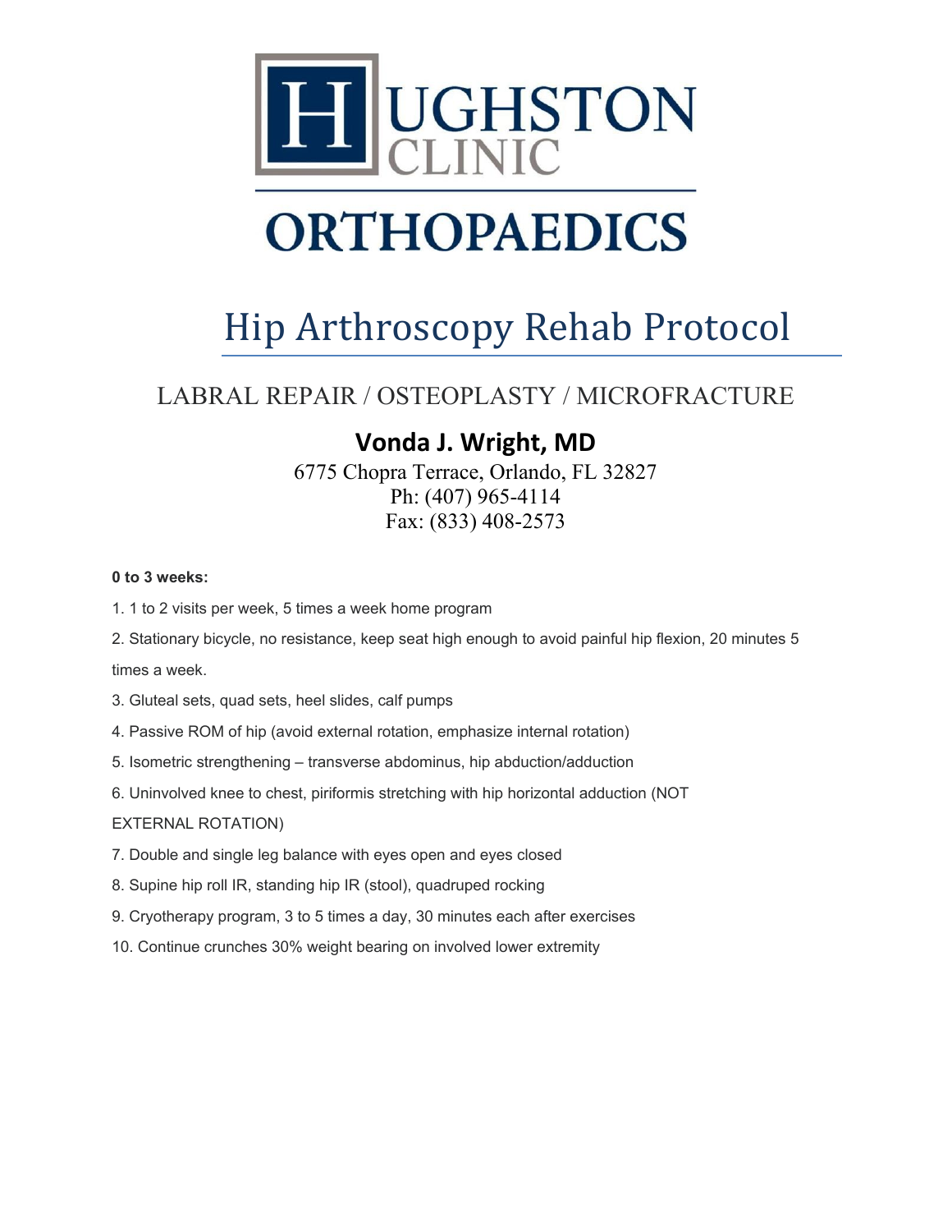# HUGHSTON CLINIC

# ORTHOPAEDICS

# Hip Arthroscopy Rehab Protocol

## LABRAL REPAIR / OSTEOPLASTY / MICROFRACTURE

### Vonda J. Wright, MD

6775 Chopra Terrace, Orlando, FL 32827
Ph: (407) 965-4114
Fax: (833) 408-2573

**0 to 3 weeks:**

1. 1 to 2 visits per week, 5 times a week home program
2. Stationary bicycle, no resistance, keep seat high enough to avoid painful hip flexion, 20 minutes 5 times a week.
3. Gluteal sets, quad sets, heel slides, calf pumps
4. Passive ROM of hip (avoid external rotation, emphasize internal rotation)
5. Isometric strengthening – transverse abdominus, hip abduction/adduction
6. Uninvolved knee to chest, piriformis stretching with hip horizontal adduction (NOT EXTERNAL ROTATION)
7. Double and single leg balance with eyes open and eyes closed
8. Supine hip roll IR, standing hip IR (stool), quadruped rocking
9. Cryotherapy program, 3 to 5 times a day, 30 minutes each after exercises
10. Continue crunches 30% weight bearing on involved lower extremity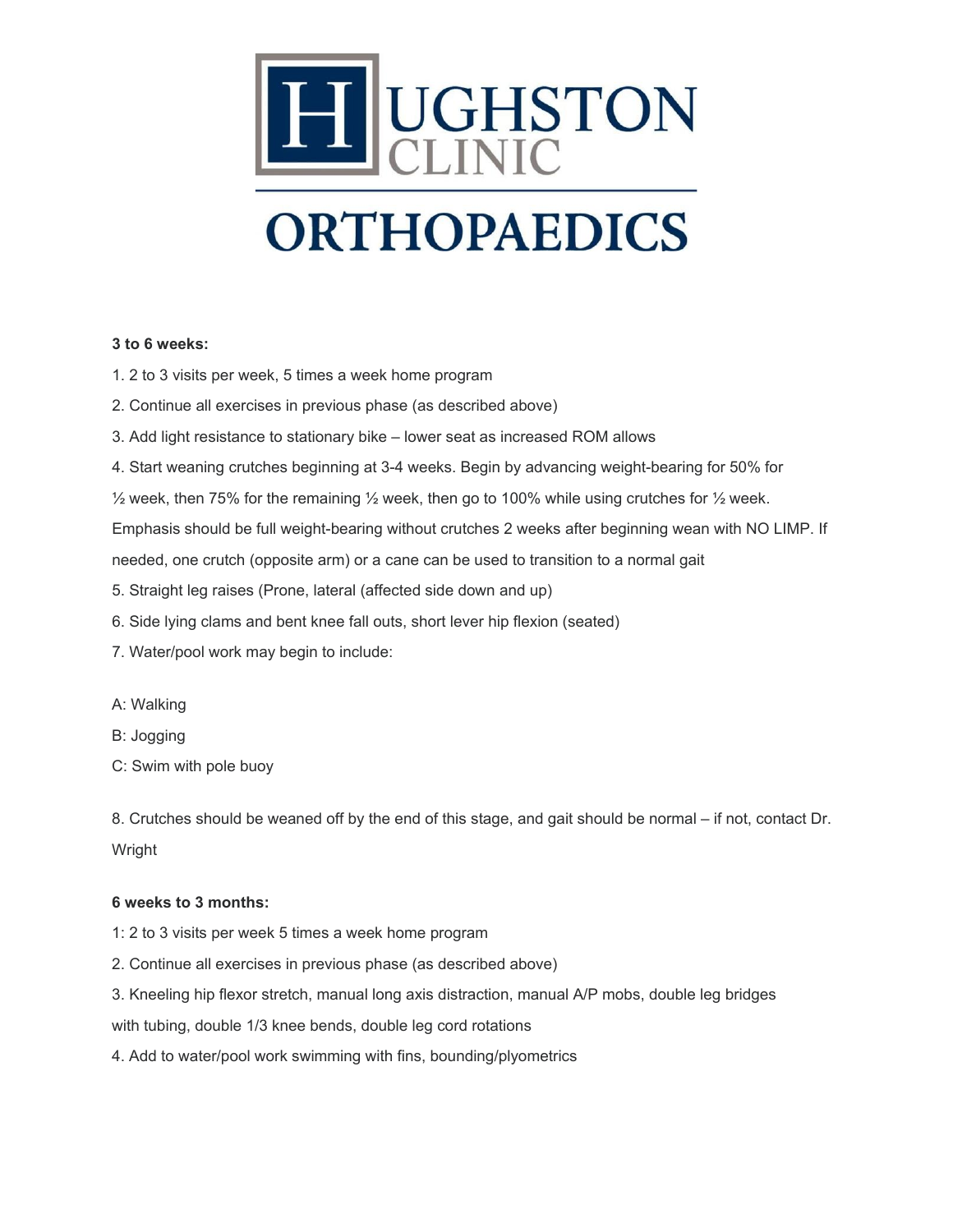**3 to 6 weeks:**

1. 2 to 3 visits per week, 5 times a week home program
2. Continue all exercises in previous phase (as described above)
3. Add light resistance to stationary bike – lower seat as increased ROM allows
4. Start weaning crutches beginning at 3-4 weeks. Begin by advancing weight-bearing for 50% for ½ week, then 75% for the remaining ½ week, then go to 100% while using crutches for ½ week. Emphasis should be full weight-bearing without crutches 2 weeks after beginning wean with NO LIMP. If needed, one crutch (opposite arm) or a cane can be used to transition to a normal gait
5. Straight leg raises (Prone, lateral (affected side down and up)
6. Side lying clams and bent knee fall outs, short lever hip flexion (seated)
7. Water/pool work may begin to include:

A: Walking

B: Jogging

C: Swim with pole buoy

8. Crutches should be weaned off by the end of this stage, and gait should be normal – if not, contact Dr. Wright

**6 weeks to 3 months:**

1: 2 to 3 visits per week 5 times a week home program

2. Continue all exercises in previous phase (as described above)
3. Kneeling hip flexor stretch, manual long axis distraction, manual A/P mobs, double leg bridges with tubing, double 1/3 knee bends, double leg cord rotations
4. Add to water/pool work swimming with fins, bounding/plyometrics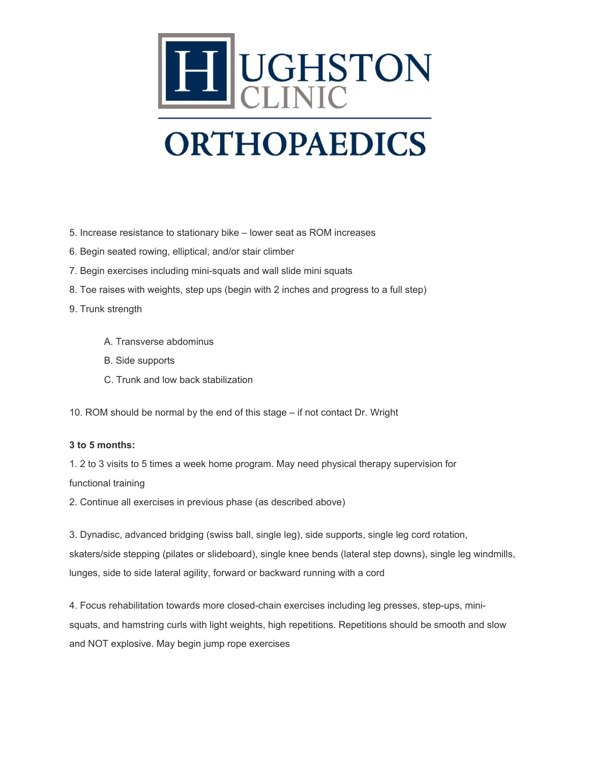5. Increase resistance to stationary bike – lower seat as ROM increases

6. Begin seated rowing, elliptical, and/or stair climber

7. Begin exercises including mini-squats and wall slide mini squats

8. Toe raises with weights, step ups (begin with 2 inches and progress to a full step)

9. Trunk strength

    A. Transverse abdominus

    B. Side supports

    C. Trunk and low back stabilization

10. ROM should be normal by the end of this stage – if not contact Dr. Wright

**3 to 5 months:**

1. 2 to 3 visits to 5 times a week home program. May need physical therapy supervision for functional training

2. Continue all exercises in previous phase (as described above)

3. Dynadisc, advanced bridging (swiss ball, single leg), side supports, single leg cord rotation, skaters/side stepping (pilates or slideboard), single knee bends (lateral step downs), single leg windmills, lunges, side to side lateral agility, forward or backward running with a cord

4. Focus rehabilitation towards more closed-chain exercises including leg presses, step-ups, mini-squats, and hamstring curls with light weights, high repetitions. Repetitions should be smooth and slow and NOT explosive. May begin jump rope exercises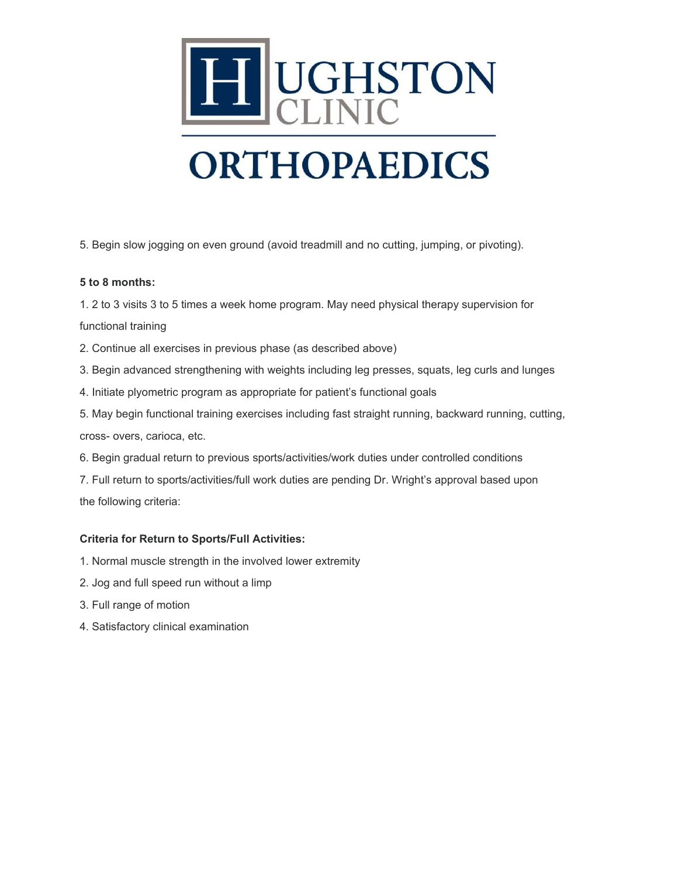5. Begin slow jogging on even ground (avoid treadmill and no cutting, jumping, or pivoting).

**5 to 8 months:**

1. 2 to 3 visits 3 to 5 times a week home program. May need physical therapy supervision for functional training
2. Continue all exercises in previous phase (as described above)
3. Begin advanced strengthening with weights including leg presses, squats, leg curls and lunges
4. Initiate plyometric program as appropriate for patient's functional goals
5. May begin functional training exercises including fast straight running, backward running, cutting, cross- overs, carioca, etc.
6. Begin gradual return to previous sports/activities/work duties under controlled conditions
7. Full return to sports/activities/full work duties are pending Dr. Wright's approval based upon the following criteria:

**Criteria for Return to Sports/Full Activities:**

1. Normal muscle strength in the involved lower extremity
2. Jog and full speed run without a limp
3. Full range of motion
4. Satisfactory clinical examination